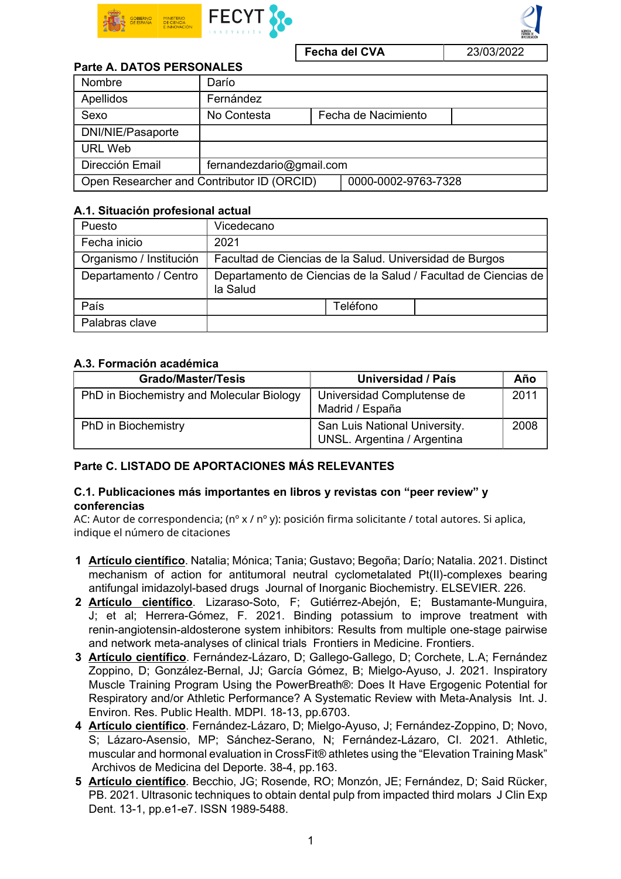| Fecha del CVA | 23/03/2022 |
|---|---|

## Parte A. DATOS PERSONALES

| Nombre | Darío | | |
|---|---|---|---|
| Apellidos | Fernández | | |
| Sexo | No Contesta | Fecha de Nacimiento | |
| DNI/NIE/Pasaporte | | | |
| URL Web | | | |
| Dirección Email | fernandezdario@gmail.com | | |
| Open Researcher and Contributor ID (ORCID) | | 0000-0002-9763-7328 | |

### A.1. Situación profesional actual

| Puesto | Vicedecano | | |
|---|---|---|---|
| Fecha inicio | 2021 | | |
| Organismo / Institución | Facultad de Ciencias de la Salud. Universidad de Burgos | | |
| Departamento / Centro | Departamento de Ciencias de la Salud / Facultad de Ciencias de la Salud | | |
| País | | Teléfono | |
| Palabras clave | | | |

### A.3. Formación académica

| Grado/Master/Tesis | Universidad / País | Año |
|---|---|---|
| PhD in Biochemistry and Molecular Biology | Universidad Complutense de Madrid / España | 2011 |
| PhD in Biochemistry | San Luis National University. UNSL. Argentina / Argentina | 2008 |

## Parte C. LISTADO DE APORTACIONES MÁS RELEVANTES

### C.1. Publicaciones más importantes en libros y revistas con "peer review" y conferencias

AC: Autor de correspondencia; (nº x / nº y): posición firma solicitante / total autores. Si aplica, indique el número de citaciones

1. <u>Artículo científico</u>. Natalia; Mónica; Tania; Gustavo; Begoña; Darío; Natalia. 2021. Distinct mechanism of action for antitumoral neutral cyclometalated Pt(II)-complexes bearing antifungal imidazolyl-based drugs Journal of Inorganic Biochemistry. ELSEVIER. 226.
2. <u>Artículo científico</u>. Lizaraso-Soto, F; Gutiérrez-Abejón, E; Bustamante-Munguira, J; et al; Herrera-Gómez, F. 2021. Binding potassium to improve treatment with renin-angiotensin-aldosterone system inhibitors: Results from multiple one-stage pairwise and network meta-analyses of clinical trials Frontiers in Medicine. Frontiers.
3. <u>Artículo científico</u>. Fernández-Lázaro, D; Gallego-Gallego, D; Corchete, L.A; Fernández Zoppino, D; González-Bernal, JJ; García Gómez, B; Mielgo-Ayuso, J. 2021. Inspiratory Muscle Training Program Using the PowerBreath®: Does It Have Ergogenic Potential for Respiratory and/or Athletic Performance? A Systematic Review with Meta-Analysis Int. J. Environ. Res. Public Health. MDPI. 18-13, pp.6703.
4. <u>Artículo científico</u>. Fernández-Lázaro, D; Mielgo-Ayuso, J; Fernández-Zoppino, D; Novo, S; Lázaro-Asensio, MP; Sánchez-Serano, N; Fernández-Lázaro, CI. 2021. Athletic, muscular and hormonal evaluation in CrossFit® athletes using the "Elevation Training Mask" Archivos de Medicina del Deporte. 38-4, pp.163.
5. <u>Artículo científico</u>. Becchio, JG; Rosende, RO; Monzón, JE; Fernández, D; Said Rücker, PB. 2021. Ultrasonic techniques to obtain dental pulp from impacted third molars J Clin Exp Dent. 13-1, pp.e1-e7. ISSN 1989-5488.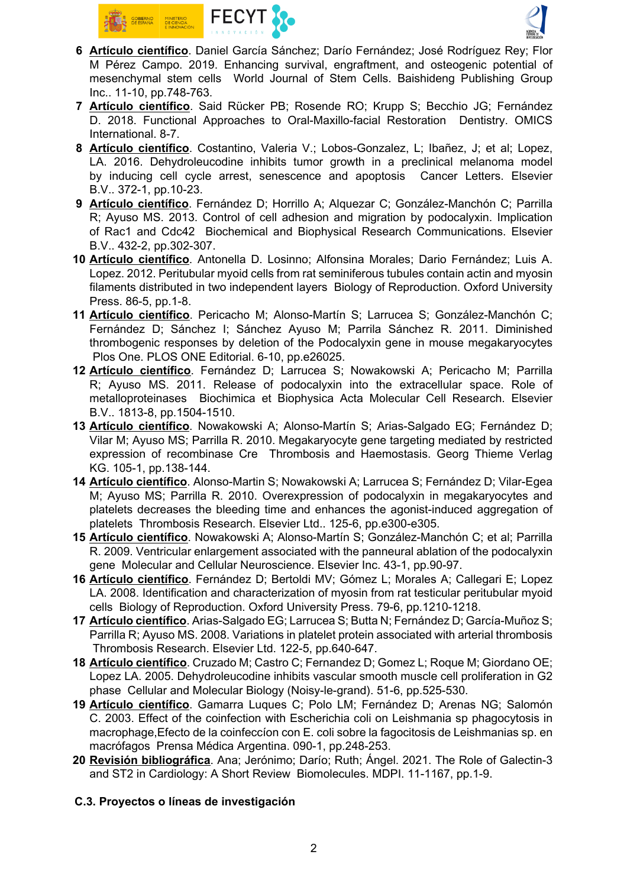6 **Artículo científico**. Daniel García Sánchez; Darío Fernández; José Rodríguez Rey; Flor M Pérez Campo. 2019. Enhancing survival, engraftment, and osteogenic potential of mesenchymal stem cells  World Journal of Stem Cells. Baishideng Publishing Group Inc.. 11-10, pp.748-763.

7 **Artículo científico**. Said Rücker PB; Rosende RO; Krupp S; Becchio JG; Fernández D. 2018. Functional Approaches to Oral-Maxillo-facial Restoration  Dentistry. OMICS International. 8-7.

8 **Artículo científico**. Costantino, Valeria V.; Lobos-Gonzalez, L; Ibañez, J; et al; Lopez, LA. 2016. Dehydroleucodine inhibits tumor growth in a preclinical melanoma model by inducing cell cycle arrest, senescence and apoptosis  Cancer Letters. Elsevier B.V.. 372-1, pp.10-23.

9 **Artículo científico**. Fernández D; Horrillo A; Alquezar C; González-Manchón C; Parrilla R; Ayuso MS. 2013. Control of cell adhesion and migration by podocalyxin. Implication of Rac1 and Cdc42  Biochemical and Biophysical Research Communications. Elsevier B.V.. 432-2, pp.302-307.

10 **Artículo científico**. Antonella D. Losinno; Alfonsina Morales; Dario Fernández; Luis A. Lopez. 2012. Peritubular myoid cells from rat seminiferous tubules contain actin and myosin filaments distributed in two independent layers  Biology of Reproduction. Oxford University Press. 86-5, pp.1-8.

11 **Artículo científico**. Pericacho M; Alonso-Martín S; Larrucea S; González-Manchón C; Fernández D; Sánchez I; Sánchez Ayuso M; Parrila Sánchez R. 2011. Diminished thrombogenic responses by deletion of the Podocalyxin gene in mouse megakaryocytes  Plos One. PLOS ONE Editorial. 6-10, pp.e26025.

12 **Artículo científico**. Fernández D; Larrucea S; Nowakowski A; Pericacho M; Parrilla R; Ayuso MS. 2011. Release of podocalyxin into the extracellular space. Role of metalloproteinases  Biochimica et Biophysica Acta Molecular Cell Research. Elsevier B.V.. 1813-8, pp.1504-1510.

13 **Artículo científico**. Nowakowski A; Alonso-Martín S; Arias-Salgado EG; Fernández D; Vilar M; Ayuso MS; Parrilla R. 2010. Megakaryocyte gene targeting mediated by restricted expression of recombinase Cre  Thrombosis and Haemostasis. Georg Thieme Verlag KG. 105-1, pp.138-144.

14 **Artículo científico**. Alonso-Martin S; Nowakowski A; Larrucea S; Fernández D; Vilar-Egea M; Ayuso MS; Parrilla R. 2010. Overexpression of podocalyxin in megakaryocytes and platelets decreases the bleeding time and enhances the agonist-induced aggregation of platelets  Thrombosis Research. Elsevier Ltd.. 125-6, pp.e300-e305.

15 **Artículo científico**. Nowakowski A; Alonso-Martín S; González-Manchón C; et al; Parrilla R. 2009. Ventricular enlargement associated with the panneural ablation of the podocalyxin gene  Molecular and Cellular Neuroscience. Elsevier Inc. 43-1, pp.90-97.

16 **Artículo científico**. Fernández D; Bertoldi MV; Gómez L; Morales A; Callegari E; Lopez LA. 2008. Identification and characterization of myosin from rat testicular peritubular myoid cells  Biology of Reproduction. Oxford University Press. 79-6, pp.1210-1218.

17 **Artículo científico**. Arias-Salgado EG; Larrucea S; Butta N; Fernández D; García-Muñoz S; Parrilla R; Ayuso MS. 2008. Variations in platelet protein associated with arterial thrombosis  Thrombosis Research. Elsevier Ltd. 122-5, pp.640-647.

18 **Artículo científico**. Cruzado M; Castro C; Fernandez D; Gomez L; Roque M; Giordano OE; Lopez LA. 2005. Dehydroleucodine inhibits vascular smooth muscle cell proliferation in G2 phase  Cellular and Molecular Biology (Noisy-le-grand). 51-6, pp.525-530.

19 **Artículo científico**. Gamarra Luques C; Polo LM; Fernández D; Arenas NG; Salomón C. 2003. Effect of the coinfection with Escherichia coli on Leishmania sp phagocytosis in macrophage,Efecto de la coinfeccíon con E. coli sobre la fagocitosis de Leishmanias sp. en macrófagos  Prensa Médica Argentina. 090-1, pp.248-253.

20 **Revisión bibliográfica**. Ana; Jerónimo; Darío; Ruth; Ángel. 2021. The Role of Galectin-3 and ST2 in Cardiology: A Short Review  Biomolecules. MDPI. 11-1167, pp.1-9.

**C.3. Proyectos o líneas de investigación**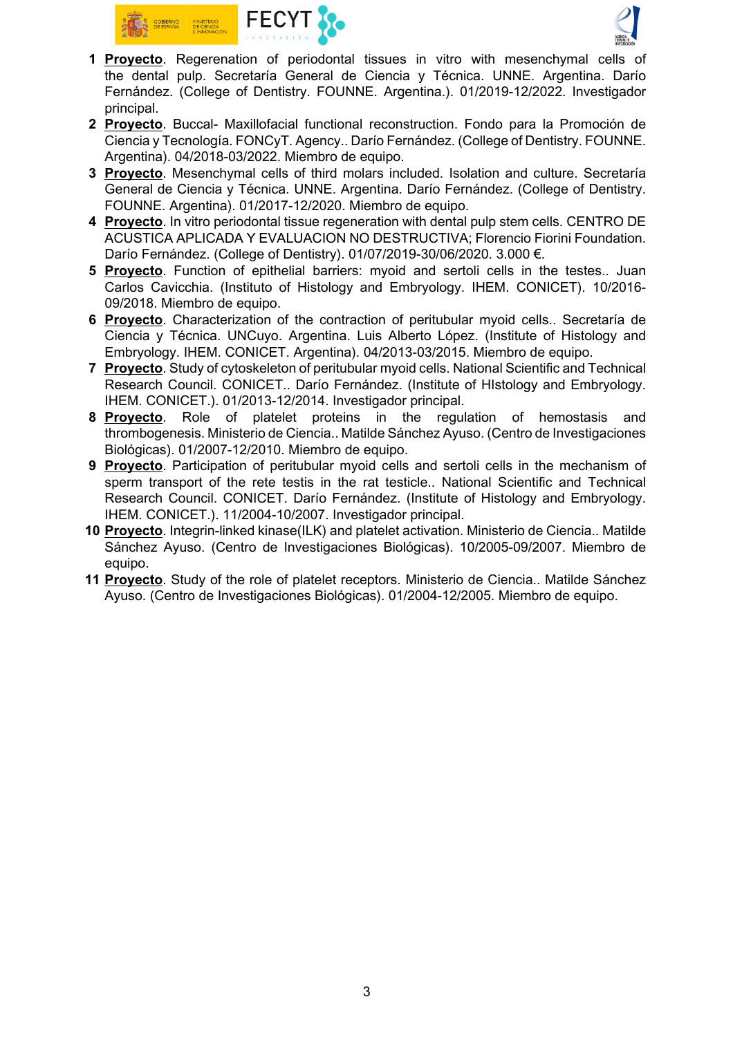1. **Proyecto**. Regeneration of periodontal tissues in vitro with mesenchymal cells of the dental pulp. Secretaría General de Ciencia y Técnica. UNNE. Argentina. Darío Fernández. (College of Dentistry. FOUNNE. Argentina.). 01/2019-12/2022. Investigador principal.
2. **Proyecto**. Buccal- Maxillofacial functional reconstruction. Fondo para la Promoción de Ciencia y Tecnología. FONCyT. Agency.. Darío Fernández. (College of Dentistry. FOUNNE. Argentina). 04/2018-03/2022. Miembro de equipo.
3. **Proyecto**. Mesenchymal cells of third molars included. Isolation and culture. Secretaría General de Ciencia y Técnica. UNNE. Argentina. Darío Fernández. (College of Dentistry. FOUNNE. Argentina). 01/2017-12/2020. Miembro de equipo.
4. **Proyecto**. In vitro periodontal tissue regeneration with dental pulp stem cells. CENTRO DE ACUSTICA APLICADA Y EVALUACION NO DESTRUCTIVA; Florencio Fiorini Foundation. Darío Fernández. (College of Dentistry). 01/07/2019-30/06/2020. 3.000 €.
5. **Proyecto**. Function of epithelial barriers: myoid and sertoli cells in the testes.. Juan Carlos Cavicchia. (Instituto of Histology and Embryology. IHEM. CONICET). 10/2016-09/2018. Miembro de equipo.
6. **Proyecto**. Characterization of the contraction of peritubular myoid cells.. Secretaría de Ciencia y Técnica. UNCuyo. Argentina. Luis Alberto López. (Institute of Histology and Embryology. IHEM. CONICET. Argentina). 04/2013-03/2015. Miembro de equipo.
7. **Proyecto**. Study of cytoskeleton of peritubular myoid cells. National Scientific and Technical Research Council. CONICET.. Darío Fernández. (Institute of HIstology and Embryology. IHEM. CONICET.). 01/2013-12/2014. Investigador principal.
8. **Proyecto**. Role of platelet proteins in the regulation of hemostasis and thrombogenesis. Ministerio de Ciencia.. Matilde Sánchez Ayuso. (Centro de Investigaciones Biológicas). 01/2007-12/2010. Miembro de equipo.
9. **Proyecto**. Participation of peritubular myoid cells and sertoli cells in the mechanism of sperm transport of the rete testis in the rat testicle.. National Scientific and Technical Research Council. CONICET. Darío Fernández. (Institute of Histology and Embryology. IHEM. CONICET.). 11/2004-10/2007. Investigador principal.
10. **Proyecto**. Integrin-linked kinase(ILK) and platelet activation. Ministerio de Ciencia.. Matilde Sánchez Ayuso. (Centro de Investigaciones Biológicas). 10/2005-09/2007. Miembro de equipo.
11. **Proyecto**. Study of the role of platelet receptors. Ministerio de Ciencia.. Matilde Sánchez Ayuso. (Centro de Investigaciones Biológicas). 01/2004-12/2005. Miembro de equipo.